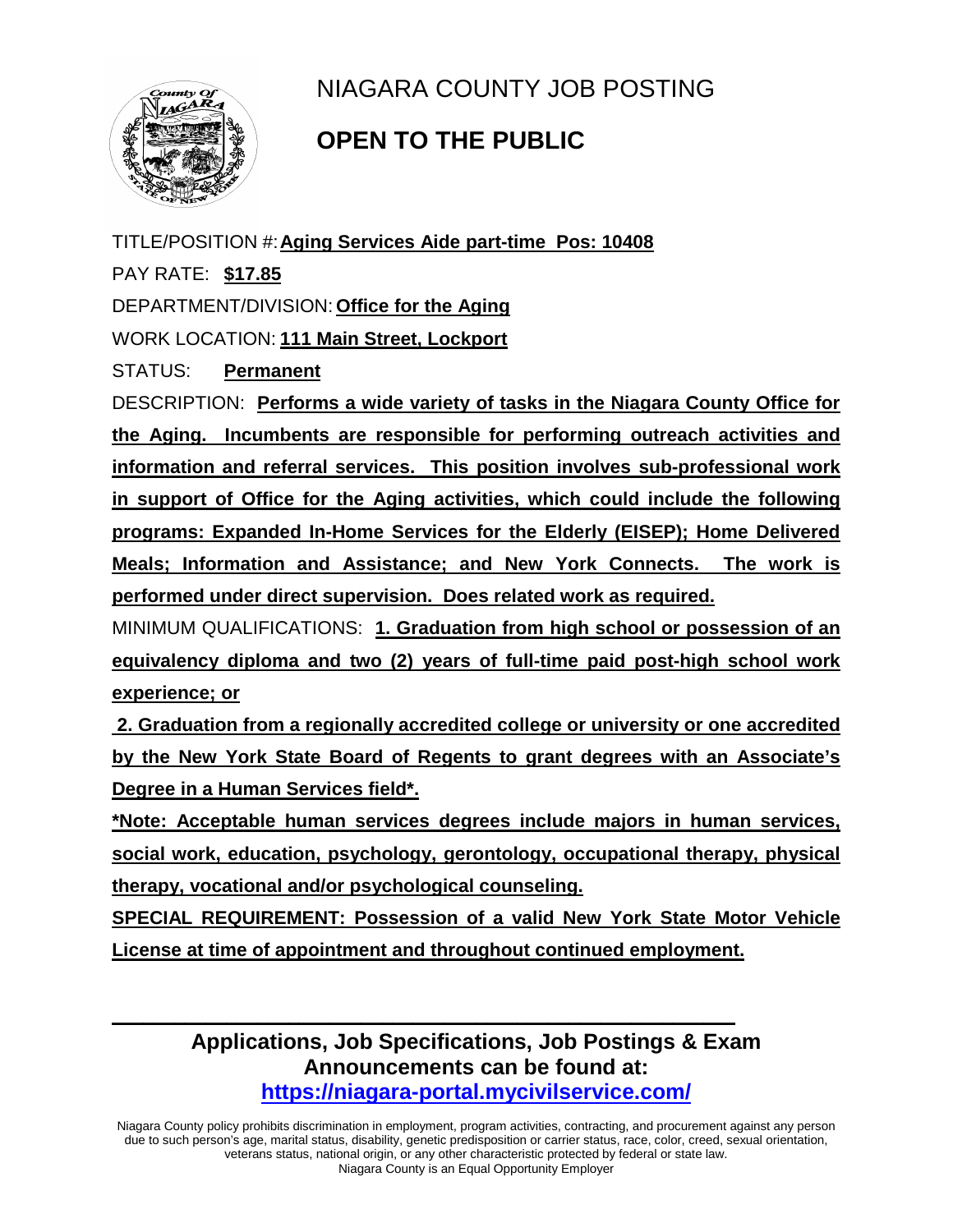# NIAGARA COUNTY JOB POSTING

## OPEN TO THE PUBLIC

TITLE/POSITION #: **Aging Services Aide part-time Pos: 10408**

PAY RATE: **$17.85**

DEPARTMENT/DIVISION: **Office for the Aging**

WORK LOCATION: **111 Main Street, Lockport**

STATUS: **Permanent**

DESCRIPTION: **Performs a wide variety of tasks in the Niagara County Office for the Aging. Incumbents are responsible for performing outreach activities and information and referral services. This position involves sub-professional work in support of Office for the Aging activities, which could include the following programs: Expanded In-Home Services for the Elderly (EISEP); Home Delivered Meals; Information and Assistance; and New York Connects. The work is performed under direct supervision. Does related work as required.**

MINIMUM QUALIFICATIONS: **1. Graduation from high school or possession of an equivalency diploma and two (2) years of full-time paid post-high school work experience; or**

**2. Graduation from a regionally accredited college or university or one accredited by the New York State Board of Regents to grant degrees with an Associate's Degree in a Human Services field*.**

***Note: Acceptable human services degrees include majors in human services, social work, education, psychology, gerontology, occupational therapy, physical therapy, vocational and/or psychological counseling.**

**SPECIAL REQUIREMENT: Possession of a valid New York State Motor Vehicle License at time of appointment and throughout continued employment.**

---

**Applications, Job Specifications, Job Postings & Exam Announcements can be found at:**
**https://niagara-portal.mycivilservice.com/**

Niagara County policy prohibits discrimination in employment, program activities, contracting, and procurement against any person due to such person's age, marital status, disability, genetic predisposition or carrier status, race, color, creed, sexual orientation, veterans status, national origin, or any other characteristic protected by federal or state law.
Niagara County is an Equal Opportunity Employer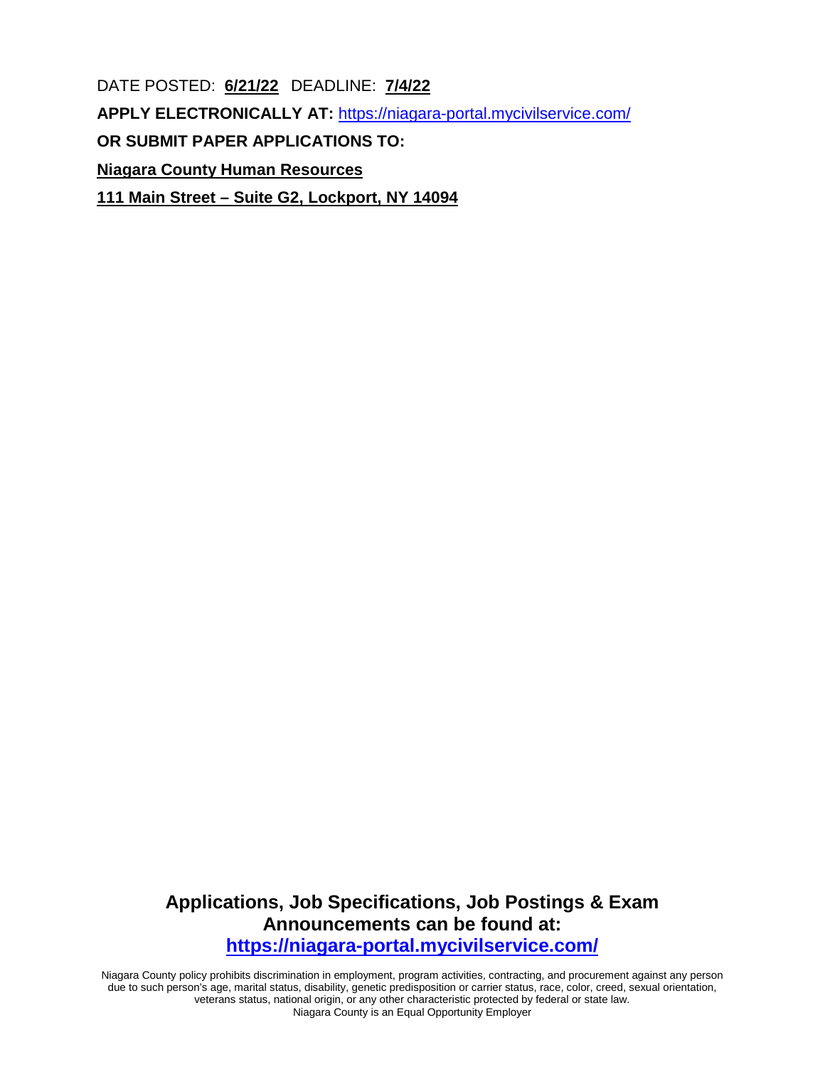DATE POSTED: **6/21/22** DEADLINE: **7/4/22**

**APPLY ELECTRONICALLY AT:** https://niagara-portal.mycivilservice.com/

**OR SUBMIT PAPER APPLICATIONS TO:**

**Niagara County Human Resources**

**111 Main Street – Suite G2, Lockport, NY 14094**

**Applications, Job Specifications, Job Postings & Exam Announcements can be found at:**
**https://niagara-portal.mycivilservice.com/**

Niagara County policy prohibits discrimination in employment, program activities, contracting, and procurement against any person due to such person's age, marital status, disability, genetic predisposition or carrier status, race, color, creed, sexual orientation, veterans status, national origin, or any other characteristic protected by federal or state law.
Niagara County is an Equal Opportunity Employer